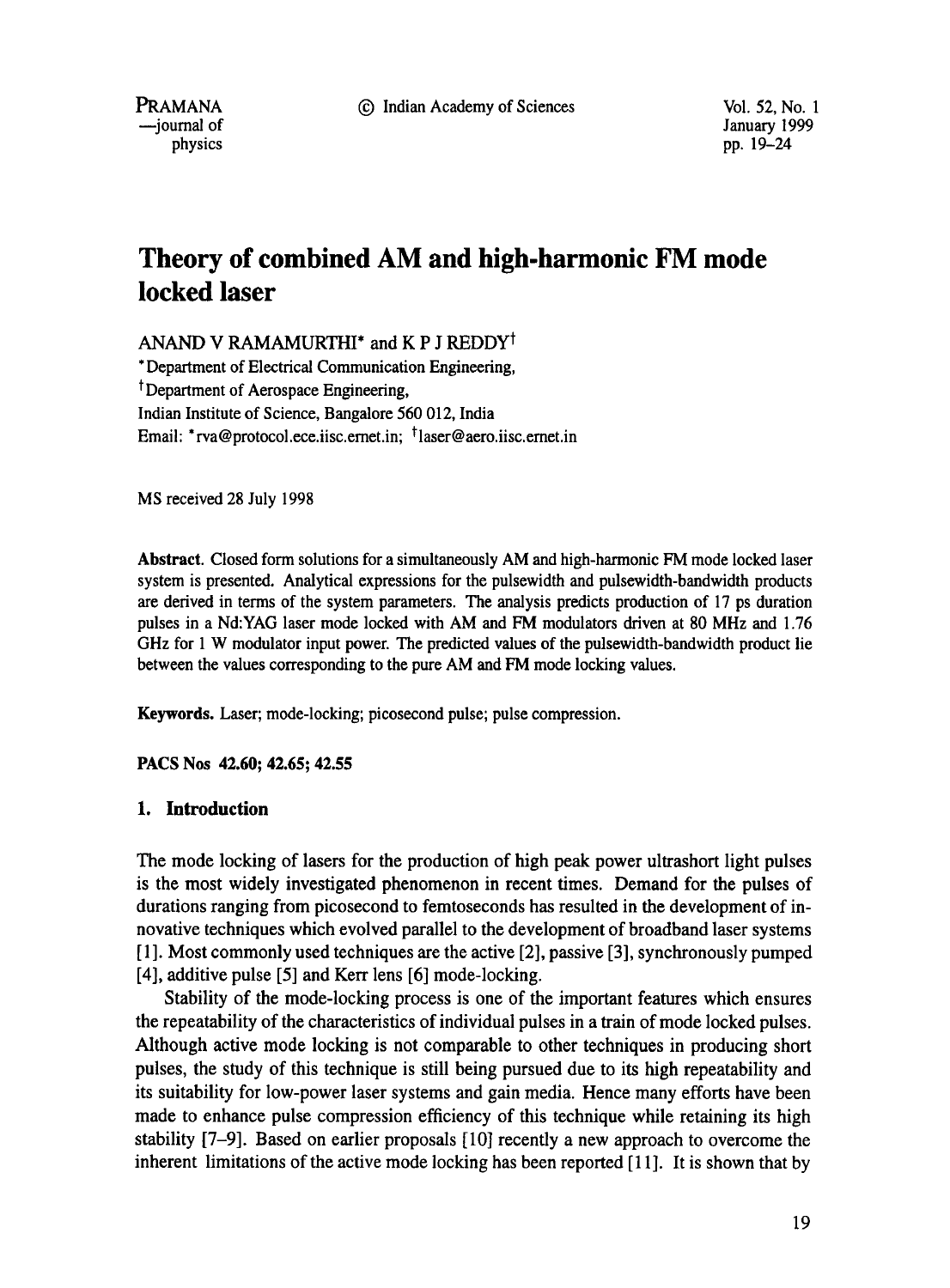# Theory of combined AM and high-harmonic FM mode locked laser

ANAND V RAMAMURTHI* and K P J REDDY†

*Department of Electrical Communication Engineering,
†Department of Aerospace Engineering,
Indian Institute of Science, Bangalore 560 012, India
Email: *rva@protocol.ece.iisc.ernet.in; †laser@aero.iisc.ernet.in

MS received 28 July 1998

**Abstract.** Closed form solutions for a simultaneously AM and high-harmonic FM mode locked laser system is presented. Analytical expressions for the pulsewidth and pulsewidth-bandwidth products are derived in terms of the system parameters. The analysis predicts production of 17 ps duration pulses in a Nd:YAG laser mode locked with AM and FM modulators driven at 80 MHz and 1.76 GHz for 1 W modulator input power. The predicted values of the pulsewidth-bandwidth product lie between the values corresponding to the pure AM and FM mode locking values.

**Keywords.** Laser; mode-locking; picosecond pulse; pulse compression.

**PACS Nos 42.60; 42.65; 42.55**

## 1. Introduction

The mode locking of lasers for the production of high peak power ultrashort light pulses is the most widely investigated phenomenon in recent times. Demand for the pulses of durations ranging from picosecond to femtoseconds has resulted in the development of innovative techniques which evolved parallel to the development of broadband laser systems [1]. Most commonly used techniques are the active [2], passive [3], synchronously pumped [4], additive pulse [5] and Kerr lens [6] mode-locking.

Stability of the mode-locking process is one of the important features which ensures the repeatability of the characteristics of individual pulses in a train of mode locked pulses. Although active mode locking is not comparable to other techniques in producing short pulses, the study of this technique is still being pursued due to its high repeatability and its suitability for low-power laser systems and gain media. Hence many efforts have been made to enhance pulse compression efficiency of this technique while retaining its high stability [7–9]. Based on earlier proposals [10] recently a new approach to overcome the inherent limitations of the active mode locking has been reported [11]. It is shown that by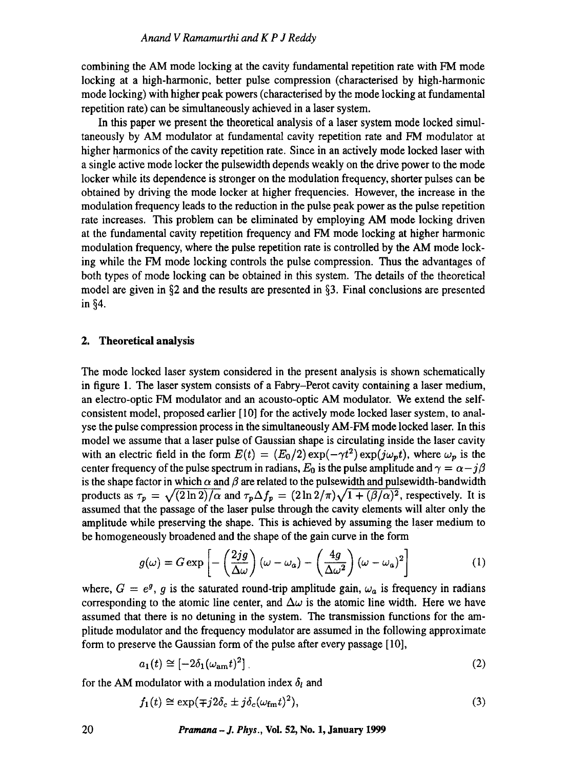combining the AM mode locking at the cavity fundamental repetition rate with FM mode locking at a high-harmonic, better pulse compression (characterised by high-harmonic mode locking) with higher peak powers (characterised by the mode locking at fundamental repetition rate) can be simultaneously achieved in a laser system.

In this paper we present the theoretical analysis of a laser system mode locked simultaneously by AM modulator at fundamental cavity repetition rate and FM modulator at higher harmonics of the cavity repetition rate. Since in an actively mode locked laser with a single active mode locker the pulsewidth depends weakly on the drive power to the mode locker while its dependence is stronger on the modulation frequency, shorter pulses can be obtained by driving the mode locker at higher frequencies. However, the increase in the modulation frequency leads to the reduction in the pulse peak power as the pulse repetition rate increases. This problem can be eliminated by employing AM mode locking driven at the fundamental cavity repetition frequency and FM mode locking at higher harmonic modulation frequency, where the pulse repetition rate is controlled by the AM mode locking while the FM mode locking controls the pulse compression. Thus the advantages of both types of mode locking can be obtained in this system. The details of the theoretical model are given in §2 and the results are presented in §3. Final conclusions are presented in §4.

## 2. Theoretical analysis

The mode locked laser system considered in the present analysis is shown schematically in figure 1. The laser system consists of a Fabry–Perot cavity containing a laser medium, an electro-optic FM modulator and an acousto-optic AM modulator. We extend the self-consistent model, proposed earlier [10] for the actively mode locked laser system, to analyse the pulse compression process in the simultaneously AM-FM mode locked laser. In this model we assume that a laser pulse of Gaussian shape is circulating inside the laser cavity with an electric field in the form $E(t) = (E_0/2)\exp(-\gamma t^2)\exp(j\omega_p t)$, where $\omega_p$ is the center frequency of the pulse spectrum in radians, $E_0$ is the pulse amplitude and $\gamma = \alpha - j\beta$ is the shape factor in which $\alpha$ and $\beta$ are related to the pulsewidth and pulsewidth-bandwidth products as $\tau_p = \sqrt{(2\ln 2)/\alpha}$ and $\tau_p \Delta f_p = (2\ln 2/\pi)\sqrt{1 + (\beta/\alpha)^2}$, respectively. It is assumed that the passage of the laser pulse through the cavity elements will alter only the amplitude while preserving the shape. This is achieved by assuming the laser medium to be homogeneously broadened and the shape of the gain curve in the form

$$g(\omega) = G\exp\left[-\left(\frac{2jg}{\Delta\omega}\right)(\omega - \omega_a) - \left(\frac{4g}{\Delta\omega^2}\right)(\omega - \omega_a)^2\right] \tag{1}$$

where, $G = e^g$, $g$ is the saturated round-trip amplitude gain, $\omega_a$ is frequency in radians corresponding to the atomic line center, and $\Delta\omega$ is the atomic line width. Here we have assumed that there is no detuning in the system. The transmission functions for the amplitude modulator and the frequency modulator are assumed in the following approximate form to preserve the Gaussian form of the pulse after every passage [10],

$$a_1(t) \cong [-2\delta_1(\omega_{\mathrm{am}}t)^2]. \tag{2}$$

for the AM modulator with a modulation index $\delta_l$ and

$$f_1(t) \cong \exp(\mp j2\delta_c \pm j\delta_c(\omega_{\mathrm{fm}}t)^2), \tag{3}$$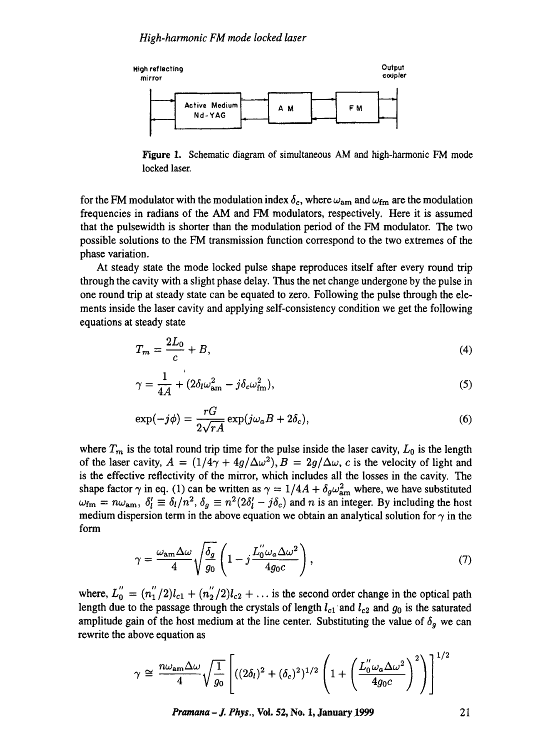High reflecting mirror — Active Medium Nd-YAG — A M — F M — Output coupler

**Figure 1.** Schematic diagram of simultaneous AM and high-harmonic FM mode locked laser.

for the FM modulator with the modulation index $\delta_c$, where $\omega_{\rm am}$ and $\omega_{\rm fm}$ are the modulation frequencies in radians of the AM and FM modulators, respectively. Here it is assumed that the pulsewidth is shorter than the modulation period of the FM modulator. The two possible solutions to the FM transmission function correspond to the two extremes of the phase variation.

At steady state the mode locked pulse shape reproduces itself after every round trip through the cavity with a slight phase delay. Thus the net change undergone by the pulse in one round trip at steady state can be equated to zero. Following the pulse through the elements inside the laser cavity and applying self-consistency condition we get the following equations at steady state

$$T_m = \frac{2L_0}{c} + B, \tag{4}$$

$$\gamma = \frac{1}{4A} + (2\delta_l\omega_{\rm am}^2 - j\delta_c\omega_{\rm fm}^2), \tag{5}$$

$$\exp(-j\phi) = \frac{rG}{2\sqrt{rA}}\exp(j\omega_a B + 2\delta_c), \tag{6}$$

where $T_m$ is the total round trip time for the pulse inside the laser cavity, $L_0$ is the length of the laser cavity, $A = (1/4\gamma + 4g/\Delta\omega^2), B = 2g/\Delta\omega$, $c$ is the velocity of light and is the effective reflectivity of the mirror, which includes all the losses in the cavity. The shape factor $\gamma$ in eq. (1) can be written as $\gamma = 1/4A + \delta_g\omega_{\rm am}^2$ where, we have substituted $\omega_{\rm fm} = n\omega_{\rm am}$, $\delta_l' \equiv \delta_l/n^2$, $\delta_g \equiv n^2(2\delta_l' - j\delta_c)$ and $n$ is an integer. By including the host medium dispersion term in the above equation we obtain an analytical solution for $\gamma$ in the form

$$\gamma = \frac{\omega_{\rm am}\Delta\omega}{4}\sqrt{\frac{\delta_g}{g_0}}\left(1 - j\frac{L_0''\omega_a\Delta\omega^2}{4g_0c}\right), \tag{7}$$

where, $L_0'' = (n_1''/2)l_{c1} + (n_2''/2)l_{c2} + \ldots$ is the second order change in the optical path length due to the passage through the crystals of length $l_{c1}$ and $l_{c2}$ and $g_0$ is the saturated amplitude gain of the host medium at the line center. Substituting the value of $\delta_g$ we can rewrite the above equation as

$$\gamma \cong \frac{n\omega_{\rm am}\Delta\omega}{4}\sqrt{\frac{1}{g_0}}\left[((2\delta_l)^2 + (\delta_c)^2)^{1/2}\left(1 + \left(\frac{L_0''\omega_a\Delta\omega^2}{4g_0c}\right)^2\right)\right]^{1/2}$$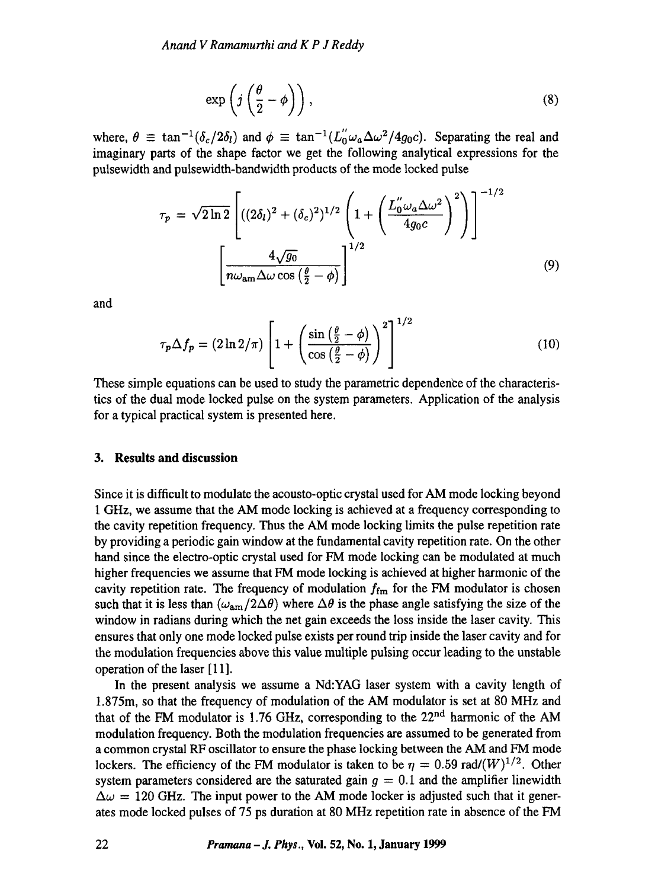$$\exp\left(j\left(\frac{\theta}{2}-\phi\right)\right), \tag{8}$$

where, $\theta \equiv \tan^{-1}(\delta_c/2\delta_l)$ and $\phi \equiv \tan^{-1}(L_0''\omega_a\Delta\omega^2/4g_0c)$. Separating the real and imaginary parts of the shape factor we get the following analytical expressions for the pulsewidth and pulsewidth-bandwidth products of the mode locked pulse

$$\tau_p = \sqrt{2\ln 2}\left[((2\delta_l)^2+(\delta_c)^2)^{1/2}\left(1+\left(\frac{L_0''\omega_a\Delta\omega^2}{4g_0c}\right)^2\right)\right]^{-1/2} \left[\frac{4\sqrt{g_0}}{n\omega_{\mathrm{am}}\Delta\omega\cos\left(\frac{\theta}{2}-\phi\right)}\right]^{1/2} \tag{9}$$

and

$$\tau_p\Delta f_p = (2\ln 2/\pi)\left[1+\left(\frac{\sin\left(\frac{\theta}{2}-\phi\right)}{\cos\left(\frac{\theta}{2}-\phi\right)}\right)^2\right]^{1/2} \tag{10}$$

These simple equations can be used to study the parametric dependence of the characteristics of the dual mode locked pulse on the system parameters. Application of the analysis for a typical practical system is presented here.

## 3. Results and discussion

Since it is difficult to modulate the acousto-optic crystal used for AM mode locking beyond 1 GHz, we assume that the AM mode locking is achieved at a frequency corresponding to the cavity repetition frequency. Thus the AM mode locking limits the pulse repetition rate by providing a periodic gain window at the fundamental cavity repetition rate. On the other hand since the electro-optic crystal used for FM mode locking can be modulated at much higher frequencies we assume that FM mode locking is achieved at higher harmonic of the cavity repetition rate. The frequency of modulation $f_{\mathrm{fm}}$ for the FM modulator is chosen such that it is less than $(\omega_{\mathrm{am}}/2\Delta\theta)$ where $\Delta\theta$ is the phase angle satisfying the size of the window in radians during which the net gain exceeds the loss inside the laser cavity. This ensures that only one mode locked pulse exists per round trip inside the laser cavity and for the modulation frequencies above this value multiple pulsing occur leading to the unstable operation of the laser [11].

In the present analysis we assume a Nd:YAG laser system with a cavity length of 1.875m, so that the frequency of modulation of the AM modulator is set at 80 MHz and that of the FM modulator is 1.76 GHz, corresponding to the 22$^{\mathrm{nd}}$ harmonic of the AM modulation frequency. Both the modulation frequencies are assumed to be generated from a common crystal RF oscillator to ensure the phase locking between the AM and FM mode lockers. The efficiency of the FM modulator is taken to be $\eta = 0.59$ rad/$(W)^{1/2}$. Other system parameters considered are the saturated gain $g = 0.1$ and the amplifier linewidth $\Delta\omega = 120$ GHz. The input power to the AM mode locker is adjusted such that it generates mode locked pulses of 75 ps duration at 80 MHz repetition rate in absence of the FM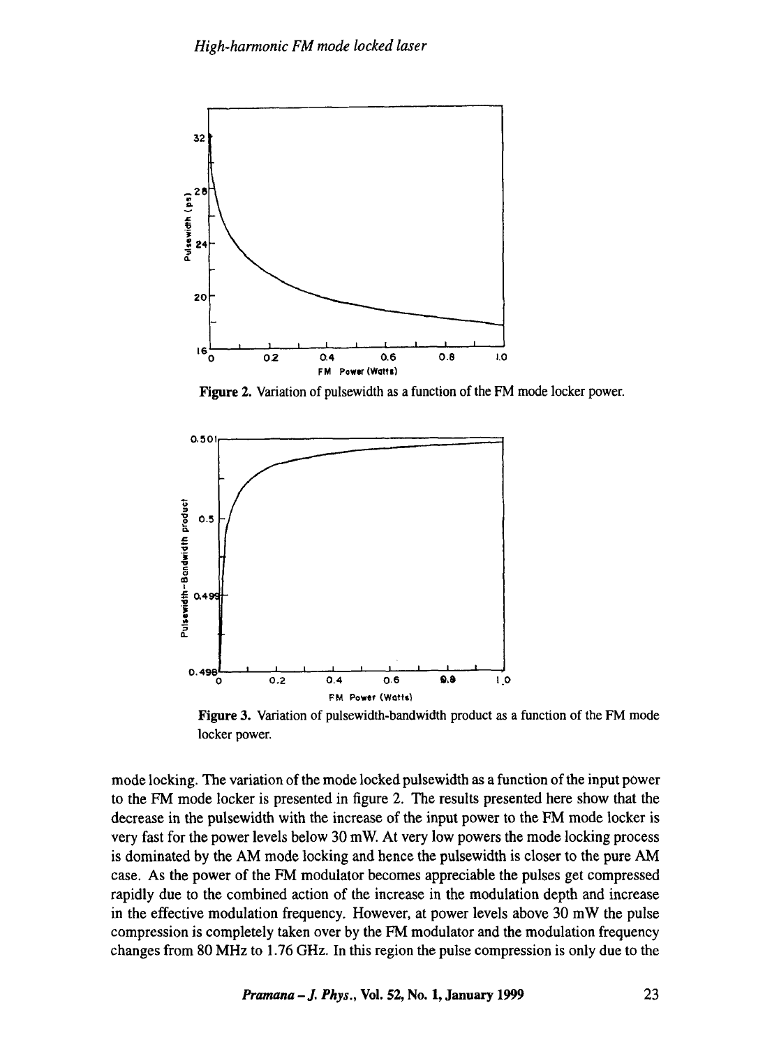Figure 2. Variation of pulsewidth as a function of the FM mode locker power.

Figure 3. Variation of pulsewidth-bandwidth product as a function of the FM mode locker power.

mode locking. The variation of the mode locked pulsewidth as a function of the input power to the FM mode locker is presented in figure 2. The results presented here show that the decrease in the pulsewidth with the increase of the input power to the FM mode locker is very fast for the power levels below 30 mW. At very low powers the mode locking process is dominated by the AM mode locking and hence the pulsewidth is closer to the pure AM case. As the power of the FM modulator becomes appreciable the pulses get compressed rapidly due to the combined action of the increase in the modulation depth and increase in the effective modulation frequency. However, at power levels above 30 mW the pulse compression is completely taken over by the FM modulator and the modulation frequency changes from 80 MHz to 1.76 GHz. In this region the pulse compression is only due to the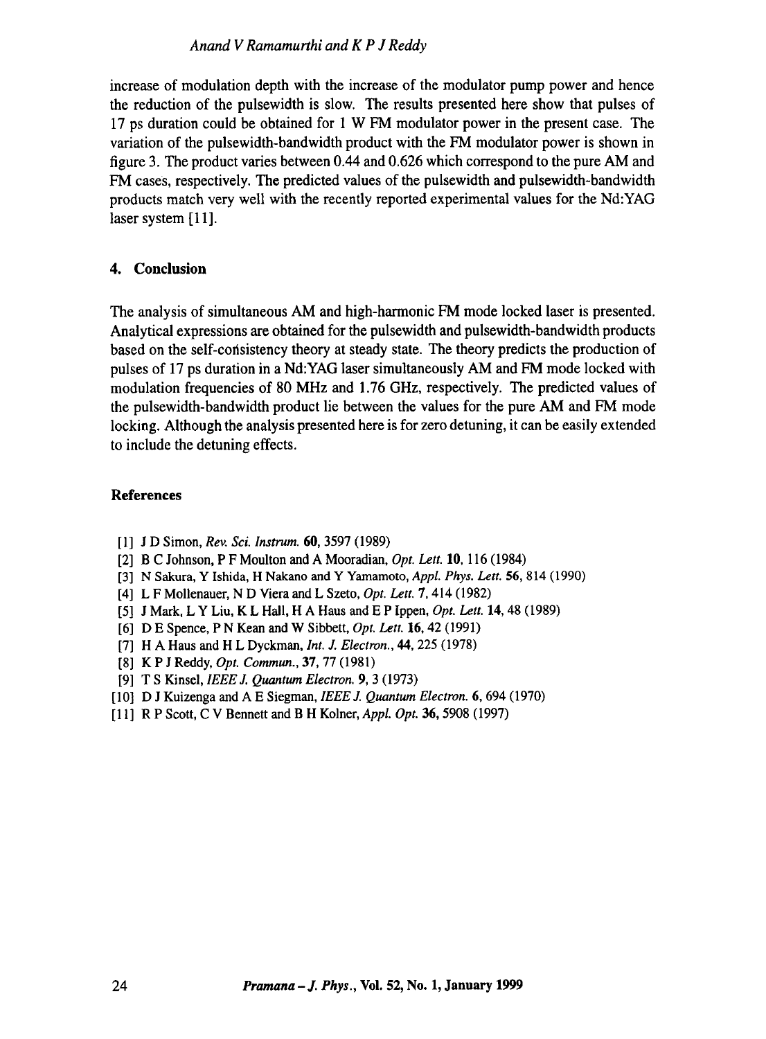increase of modulation depth with the increase of the modulator pump power and hence the reduction of the pulsewidth is slow. The results presented here show that pulses of 17 ps duration could be obtained for 1 W FM modulator power in the present case. The variation of the pulsewidth-bandwidth product with the FM modulator power is shown in figure 3. The product varies between 0.44 and 0.626 which correspond to the pure AM and FM cases, respectively. The predicted values of the pulsewidth and pulsewidth-bandwidth products match very well with the recently reported experimental values for the Nd:YAG laser system [11].

## 4. Conclusion

The analysis of simultaneous AM and high-harmonic FM mode locked laser is presented. Analytical expressions are obtained for the pulsewidth and pulsewidth-bandwidth products based on the self-consistency theory at steady state. The theory predicts the production of pulses of 17 ps duration in a Nd:YAG laser simultaneously AM and FM mode locked with modulation frequencies of 80 MHz and 1.76 GHz, respectively. The predicted values of the pulsewidth-bandwidth product lie between the values for the pure AM and FM mode locking. Although the analysis presented here is for zero detuning, it can be easily extended to include the detuning effects.

### References

[1] J D Simon, *Rev. Sci. Instrum.* **60**, 3597 (1989)

[2] B C Johnson, P F Moulton and A Mooradian, *Opt. Lett.* **10**, 116 (1984)

[3] N Sakura, Y Ishida, H Nakano and Y Yamamoto, *Appl. Phys. Lett.* **56**, 814 (1990)

[4] L F Mollenauer, N D Viera and L Szeto, *Opt. Lett.* **7**, 414 (1982)

[5] J Mark, L Y Liu, K L Hall, H A Haus and E P Ippen, *Opt. Lett.* **14**, 48 (1989)

[6] D E Spence, P N Kean and W Sibbett, *Opt. Lett.* **16**, 42 (1991)

[7] H A Haus and H L Dyckman, *Int. J. Electron.*, **44**, 225 (1978)

[8] K P J Reddy, *Opt. Commun.*, **37**, 77 (1981)

[9] T S Kinsel, *IEEE J. Quantum Electron.* **9**, 3 (1973)

[10] D J Kuizenga and A E Siegman, *IEEE J. Quantum Electron.* **6**, 694 (1970)

[11] R P Scott, C V Bennett and B H Kolner, *Appl. Opt.* **36**, 5908 (1997)